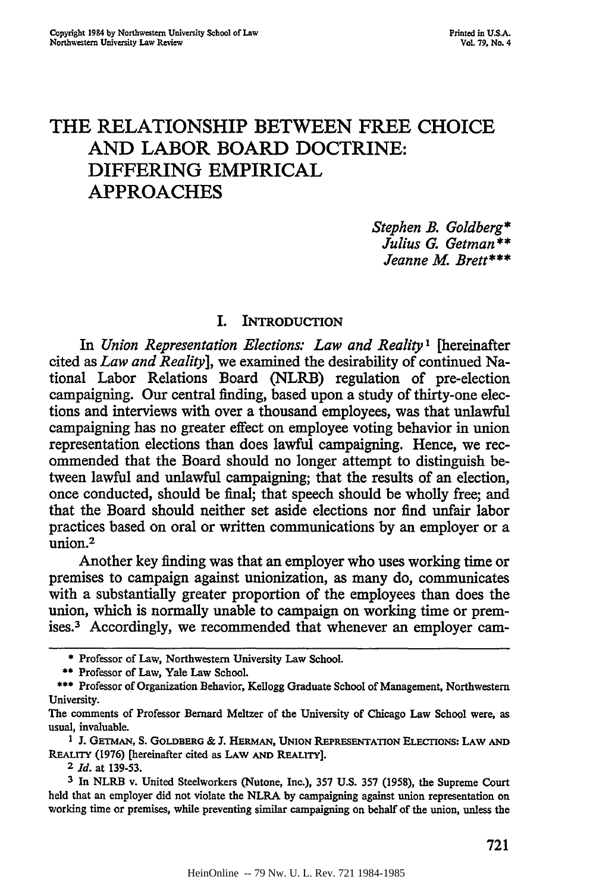# THE RELATIONSHIP BETWEEN FREE CHOICE AND LABOR BOARD DOCTRINE: DIFFERING EMPIRICAL APPROACHES

*Stephen B. Goldberg**
*Julius G. Getman***
*Jeanne M. Brett****

## I. INTRODUCTION

In *Union Representation Elections: Law and Reality*[1] [hereinafter cited as *Law and Reality*], we examined the desirability of continued National Labor Relations Board (NLRB) regulation of pre-election campaigning. Our central finding, based upon a study of thirty-one elections and interviews with over a thousand employees, was that unlawful campaigning has no greater effect on employee voting behavior in union representation elections than does lawful campaigning. Hence, we recommended that the Board should no longer attempt to distinguish between lawful and unlawful campaigning; that the results of an election, once conducted, should be final; that speech should be wholly free; and that the Board should neither set aside elections nor find unfair labor practices based on oral or written communications by an employer or a union.[2]

Another key finding was that an employer who uses working time or premises to campaign against unionization, as many do, communicates with a substantially greater proportion of the employees than does the union, which is normally unable to campaign on working time or premises.[3] Accordingly, we recommended that whenever an employer cam-

---

\* Professor of Law, Northwestern University Law School.

\*\* Professor of Law, Yale Law School.

\*\*\* Professor of Organization Behavior, Kellogg Graduate School of Management, Northwestern University.

The comments of Professor Bernard Meltzer of the University of Chicago Law School were, as usual, invaluable.

[1] J. GETMAN, S. GOLDBERG & J. HERMAN, UNION REPRESENTATION ELECTIONS: LAW AND REALITY (1976) [hereinafter cited as LAW AND REALITY].

[2] *Id.* at 139-53.

[3] In NLRB v. United Steelworkers (Nutone, Inc.), 357 U.S. 357 (1958), the Supreme Court held that an employer did not violate the NLRA by campaigning against union representation on working time or premises, while preventing similar campaigning on behalf of the union, unless the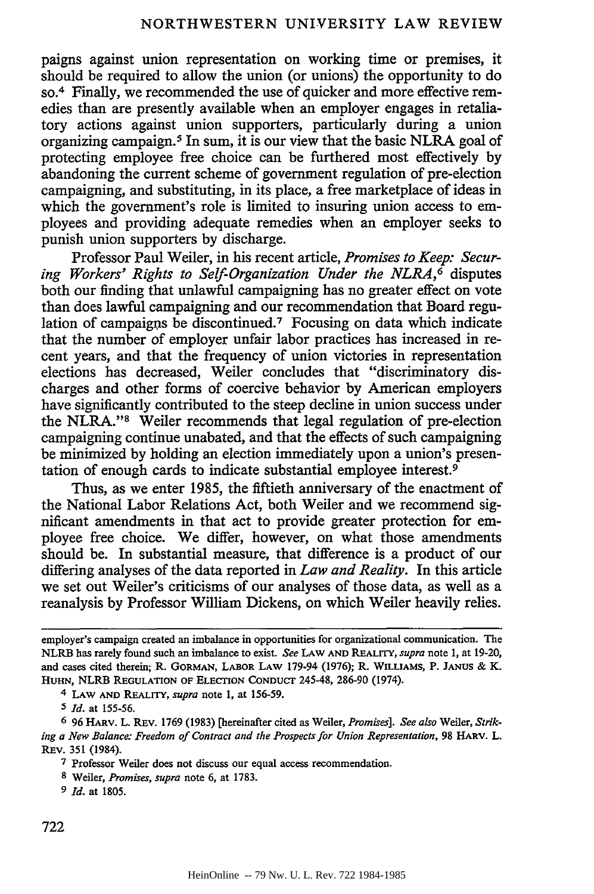paigns against union representation on working time or premises, it should be required to allow the union (or unions) the opportunity to do so.[4] Finally, we recommended the use of quicker and more effective remedies than are presently available when an employer engages in retaliatory actions against union supporters, particularly during a union organizing campaign.[5] In sum, it is our view that the basic NLRA goal of protecting employee free choice can be furthered most effectively by abandoning the current scheme of government regulation of pre-election campaigning, and substituting, in its place, a free marketplace of ideas in which the government's role is limited to insuring union access to employees and providing adequate remedies when an employer seeks to punish union supporters by discharge.

Professor Paul Weiler, in his recent article, *Promises to Keep: Securing Workers' Rights to Self-Organization Under the NLRA*,[6] disputes both our finding that unlawful campaigning has no greater effect on vote than does lawful campaigning and our recommendation that Board regulation of campaigns be discontinued.[7] Focusing on data which indicate that the number of employer unfair labor practices has increased in recent years, and that the frequency of union victories in representation elections has decreased, Weiler concludes that "discriminatory discharges and other forms of coercive behavior by American employers have significantly contributed to the steep decline in union success under the NLRA."[8] Weiler recommends that legal regulation of pre-election campaigning continue unabated, and that the effects of such campaigning be minimized by holding an election immediately upon a union's presentation of enough cards to indicate substantial employee interest.[9]

Thus, as we enter 1985, the fiftieth anniversary of the enactment of the National Labor Relations Act, both Weiler and we recommend significant amendments in that act to provide greater protection for employee free choice. We differ, however, on what those amendments should be. In substantial measure, that difference is a product of our differing analyses of the data reported in *Law and Reality*. In this article we set out Weiler's criticisms of our analyses of those data, as well as a reanalysis by Professor William Dickens, on which Weiler heavily relies.

---

employer's campaign created an imbalance in opportunities for organizational communication. The NLRB has rarely found such an imbalance to exist. *See* LAW AND REALITY, *supra* note 1, at 19-20, and cases cited therein; R. GORMAN, LABOR LAW 179-94 (1976); R. WILLIAMS, P. JANUS & K. HUHN, NLRB REGULATION OF ELECTION CONDUCT 245-48, 286-90 (1974).

[4] LAW AND REALITY, *supra* note 1, at 156-59.

[5] *Id.* at 155-56.

[6] 96 HARV. L. REV. 1769 (1983) [hereinafter cited as Weiler, *Promises*]. *See also* Weiler, *Striking a New Balance: Freedom of Contract and the Prospects for Union Representation*, 98 HARV. L. REV. 351 (1984).

[7] Professor Weiler does not discuss our equal access recommendation.

[8] Weiler, *Promises*, *supra* note 6, at 1783.

[9] *Id.* at 1805.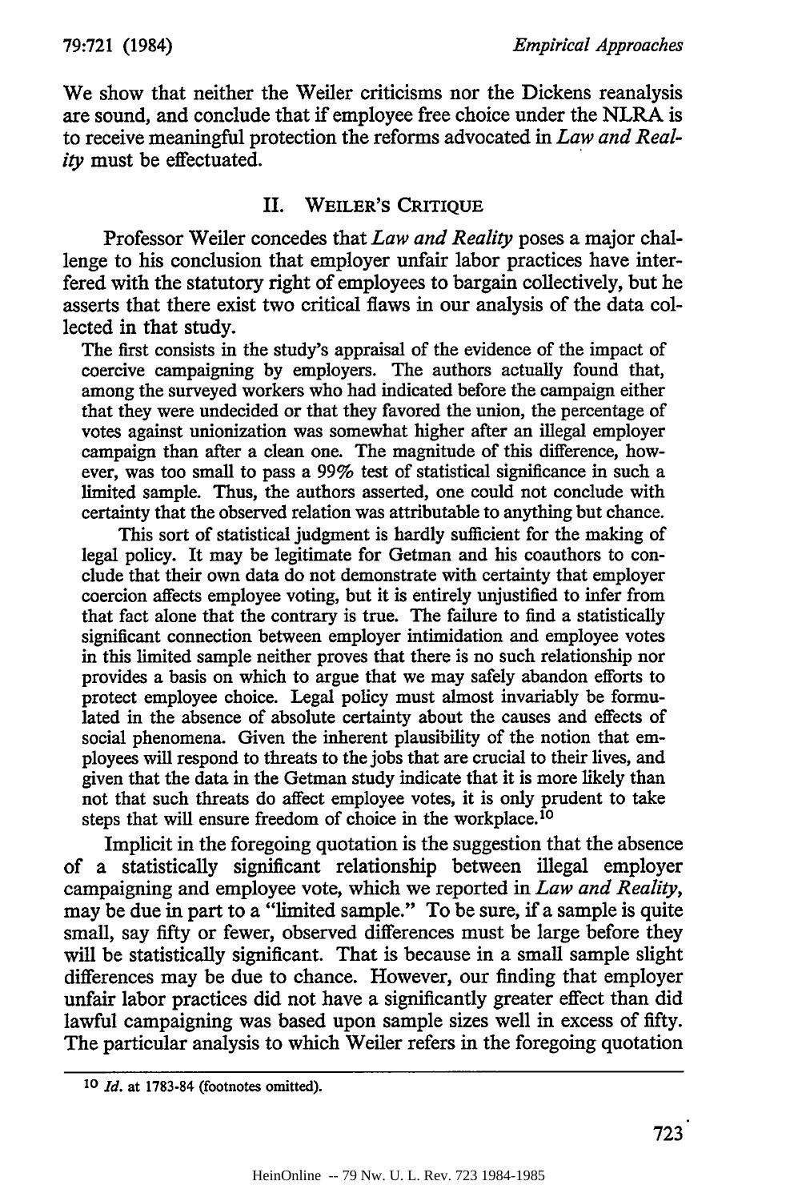We show that neither the Weiler criticisms nor the Dickens reanalysis are sound, and conclude that if employee free choice under the NLRA is to receive meaningful protection the reforms advocated in *Law and Reality* must be effectuated.

## II. WEILER'S CRITIQUE

Professor Weiler concedes that *Law and Reality* poses a major challenge to his conclusion that employer unfair labor practices have interfered with the statutory right of employees to bargain collectively, but he asserts that there exist two critical flaws in our analysis of the data collected in that study.

> The first consists in the study's appraisal of the evidence of the impact of coercive campaigning by employers. The authors actually found that, among the surveyed workers who had indicated before the campaign either that they were undecided or that they favored the union, the percentage of votes against unionization was somewhat higher after an illegal employer campaign than after a clean one. The magnitude of this difference, however, was too small to pass a 99% test of statistical significance in such a limited sample. Thus, the authors asserted, one could not conclude with certainty that the observed relation was attributable to anything but chance.
>
> This sort of statistical judgment is hardly sufficient for the making of legal policy. It may be legitimate for Getman and his coauthors to conclude that their own data do not demonstrate with certainty that employer coercion affects employee voting, but it is entirely unjustified to infer from that fact alone that the contrary is true. The failure to find a statistically significant connection between employer intimidation and employee votes in this limited sample neither proves that there is no such relationship nor provides a basis on which to argue that we may safely abandon efforts to protect employee choice. Legal policy must almost invariably be formulated in the absence of absolute certainty about the causes and effects of social phenomena. Given the inherent plausibility of the notion that employees will respond to threats to the jobs that are crucial to their lives, and given that the data in the Getman study indicate that it is more likely than not that such threats do affect employee votes, it is only prudent to take steps that will ensure freedom of choice in the workplace.[10]

Implicit in the foregoing quotation is the suggestion that the absence of a statistically significant relationship between illegal employer campaigning and employee vote, which we reported in *Law and Reality*, may be due in part to a "limited sample." To be sure, if a sample is quite small, say fifty or fewer, observed differences must be large before they will be statistically significant. That is because in a small sample slight differences may be due to chance. However, our finding that employer unfair labor practices did not have a significantly greater effect than did lawful campaigning was based upon sample sizes well in excess of fifty. The particular analysis to which Weiler refers in the foregoing quotation

---

[10] *Id.* at 1783-84 (footnotes omitted).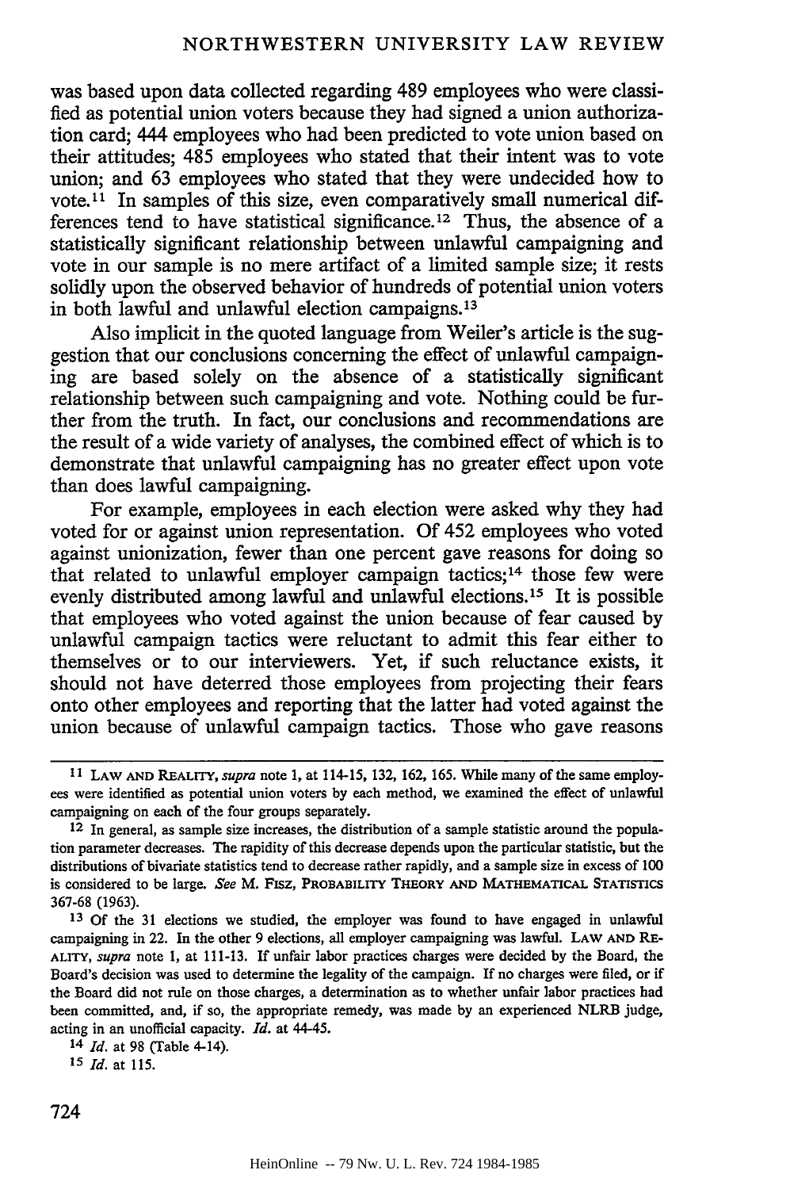was based upon data collected regarding 489 employees who were classified as potential union voters because they had signed a union authorization card; 444 employees who had been predicted to vote union based on their attitudes; 485 employees who stated that their intent was to vote union; and 63 employees who stated that they were undecided how to vote.[11] In samples of this size, even comparatively small numerical differences tend to have statistical significance.[12] Thus, the absence of a statistically significant relationship between unlawful campaigning and vote in our sample is no mere artifact of a limited sample size; it rests solidly upon the observed behavior of hundreds of potential union voters in both lawful and unlawful election campaigns.[13]

Also implicit in the quoted language from Weiler's article is the suggestion that our conclusions concerning the effect of unlawful campaigning are based solely on the absence of a statistically significant relationship between such campaigning and vote. Nothing could be further from the truth. In fact, our conclusions and recommendations are the result of a wide variety of analyses, the combined effect of which is to demonstrate that unlawful campaigning has no greater effect upon vote than does lawful campaigning.

For example, employees in each election were asked why they had voted for or against union representation. Of 452 employees who voted against unionization, fewer than one percent gave reasons for doing so that related to unlawful employer campaign tactics;[14] those few were evenly distributed among lawful and unlawful elections.[15] It is possible that employees who voted against the union because of fear caused by unlawful campaign tactics were reluctant to admit this fear either to themselves or to our interviewers. Yet, if such reluctance exists, it should not have deterred those employees from projecting their fears onto other employees and reporting that the latter had voted against the union because of unlawful campaign tactics. Those who gave reasons

---

[11] LAW AND REALITY, *supra* note 1, at 114-15, 132, 162, 165. While many of the same employees were identified as potential union voters by each method, we examined the effect of unlawful campaigning on each of the four groups separately.

[12] In general, as sample size increases, the distribution of a sample statistic around the population parameter decreases. The rapidity of this decrease depends upon the particular statistic, but the distributions of bivariate statistics tend to decrease rather rapidly, and a sample size in excess of 100 is considered to be large. *See* M. FISZ, PROBABILITY THEORY AND MATHEMATICAL STATISTICS 367-68 (1963).

[13] Of the 31 elections we studied, the employer was found to have engaged in unlawful campaigning in 22. In the other 9 elections, all employer campaigning was lawful. LAW AND REALITY, *supra* note 1, at 111-13. If unfair labor practices charges were decided by the Board, the Board's decision was used to determine the legality of the campaign. If no charges were filed, or if the Board did not rule on those charges, a determination as to whether unfair labor practices had been committed, and, if so, the appropriate remedy, was made by an experienced NLRB judge, acting in an unofficial capacity. *Id.* at 44-45.

[14] *Id.* at 98 (Table 4-14).

[15] *Id.* at 115.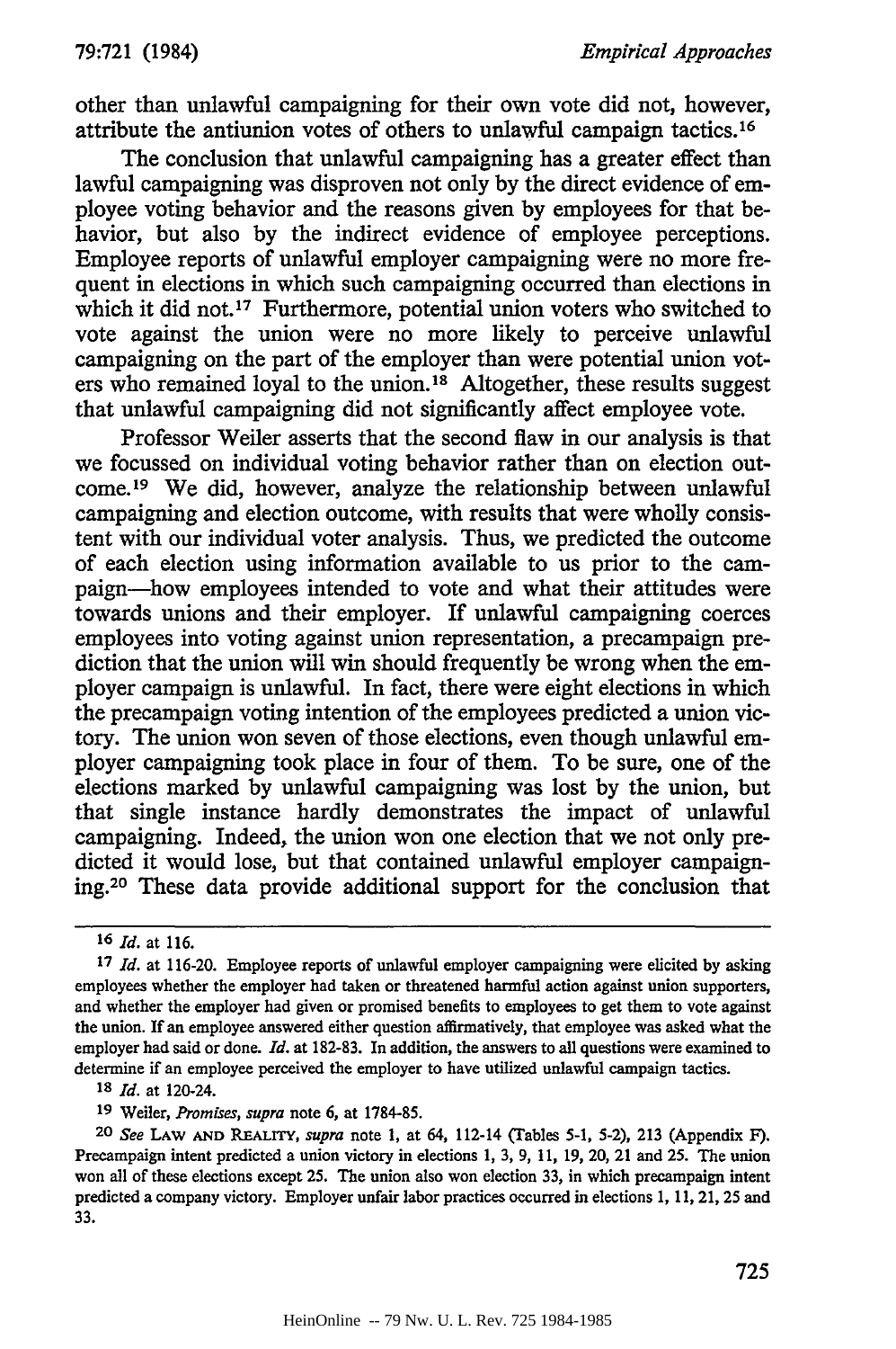other than unlawful campaigning for their own vote did not, however, attribute the antiunion votes of others to unlawful campaign tactics.[16]

The conclusion that unlawful campaigning has a greater effect than lawful campaigning was disproven not only by the direct evidence of employee voting behavior and the reasons given by employees for that behavior, but also by the indirect evidence of employee perceptions. Employee reports of unlawful employer campaigning were no more frequent in elections in which such campaigning occurred than elections in which it did not.[17] Furthermore, potential union voters who switched to vote against the union were no more likely to perceive unlawful campaigning on the part of the employer than were potential union voters who remained loyal to the union.[18] Altogether, these results suggest that unlawful campaigning did not significantly affect employee vote.

Professor Weiler asserts that the second flaw in our analysis is that we focussed on individual voting behavior rather than on election outcome.[19] We did, however, analyze the relationship between unlawful campaigning and election outcome, with results that were wholly consistent with our individual voter analysis. Thus, we predicted the outcome of each election using information available to us prior to the campaign—how employees intended to vote and what their attitudes were towards unions and their employer. If unlawful campaigning coerces employees into voting against union representation, a precampaign prediction that the union will win should frequently be wrong when the employer campaign is unlawful. In fact, there were eight elections in which the precampaign voting intention of the employees predicted a union victory. The union won seven of those elections, even though unlawful employer campaigning took place in four of them. To be sure, one of the elections marked by unlawful campaigning was lost by the union, but that single instance hardly demonstrates the impact of unlawful campaigning. Indeed, the union won one election that we not only predicted it would lose, but that contained unlawful employer campaigning.[20] These data provide additional support for the conclusion that

---

[16] *Id.* at 116.

[17] *Id.* at 116-20. Employee reports of unlawful employer campaigning were elicited by asking employees whether the employer had taken or threatened harmful action against union supporters, and whether the employer had given or promised benefits to employees to get them to vote against the union. If an employee answered either question affirmatively, that employee was asked what the employer had said or done. *Id.* at 182-83. In addition, the answers to all questions were examined to determine if an employee perceived the employer to have utilized unlawful campaign tactics.

[18] *Id.* at 120-24.

[19] Weiler, *Promises*, *supra* note 6, at 1784-85.

[20] *See* LAW AND REALITY, *supra* note 1, at 64, 112-14 (Tables 5-1, 5-2), 213 (Appendix F). Precampaign intent predicted a union victory in elections 1, 3, 9, 11, 19, 20, 21 and 25. The union won all of these elections except 25. The union also won election 33, in which precampaign intent predicted a company victory. Employer unfair labor practices occurred in elections 1, 11, 21, 25 and 33.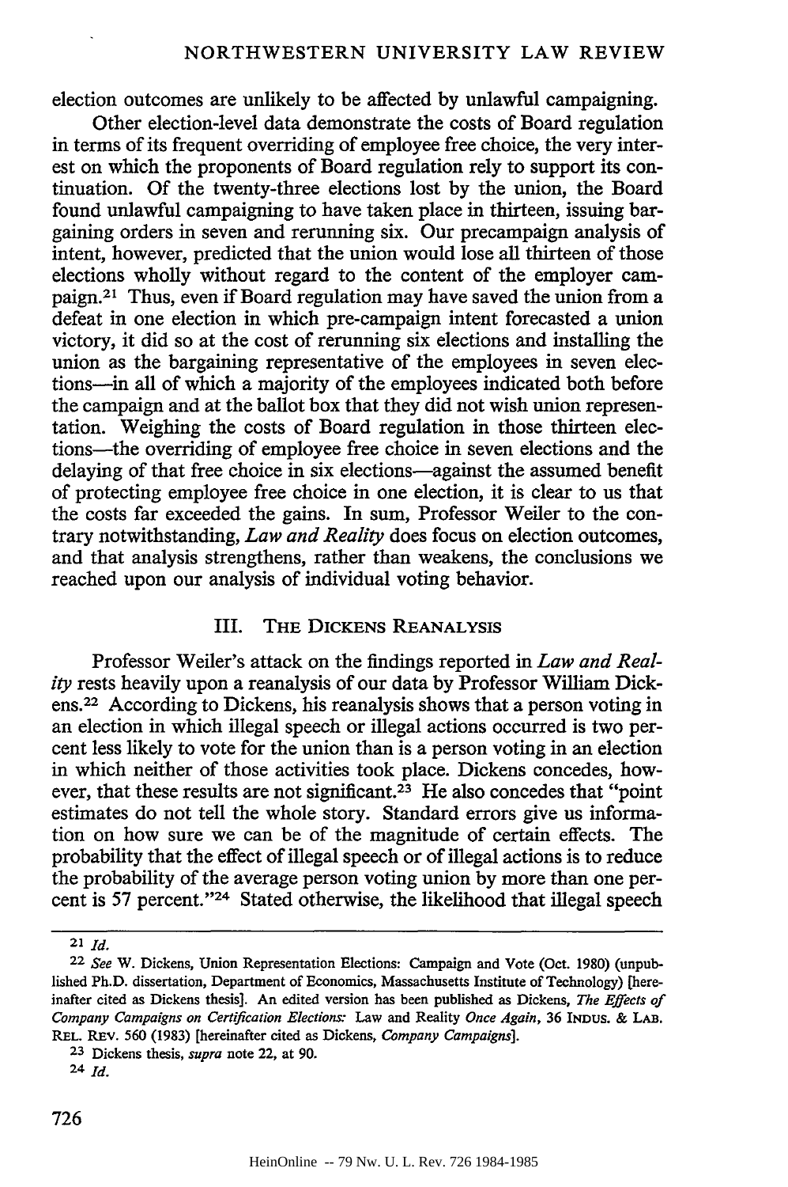election outcomes are unlikely to be affected by unlawful campaigning.

Other election-level data demonstrate the costs of Board regulation in terms of its frequent overriding of employee free choice, the very interest on which the proponents of Board regulation rely to support its continuation. Of the twenty-three elections lost by the union, the Board found unlawful campaigning to have taken place in thirteen, issuing bargaining orders in seven and rerunning six. Our precampaign analysis of intent, however, predicted that the union would lose all thirteen of those elections wholly without regard to the content of the employer campaign.[21] Thus, even if Board regulation may have saved the union from a defeat in one election in which pre-campaign intent forecasted a union victory, it did so at the cost of rerunning six elections and installing the union as the bargaining representative of the employees in seven elections—in all of which a majority of the employees indicated both before the campaign and at the ballot box that they did not wish union representation. Weighing the costs of Board regulation in those thirteen elections—the overriding of employee free choice in seven elections and the delaying of that free choice in six elections—against the assumed benefit of protecting employee free choice in one election, it is clear to us that the costs far exceeded the gains. In sum, Professor Weiler to the contrary notwithstanding, *Law and Reality* does focus on election outcomes, and that analysis strengthens, rather than weakens, the conclusions we reached upon our analysis of individual voting behavior.

## III. THE DICKENS REANALYSIS

Professor Weiler's attack on the findings reported in *Law and Reality* rests heavily upon a reanalysis of our data by Professor William Dickens.[22] According to Dickens, his reanalysis shows that a person voting in an election in which illegal speech or illegal actions occurred is two percent less likely to vote for the union than is a person voting in an election in which neither of those activities took place. Dickens concedes, however, that these results are not significant.[23] He also concedes that "point estimates do not tell the whole story. Standard errors give us information on how sure we can be of the magnitude of certain effects. The probability that the effect of illegal speech or of illegal actions is to reduce the probability of the average person voting union by more than one percent is 57 percent."[24] Stated otherwise, the likelihood that illegal speech

---

[21] *Id.*

[22] *See* W. Dickens, Union Representation Elections: Campaign and Vote (Oct. 1980) (unpublished Ph.D. dissertation, Department of Economics, Massachusetts Institute of Technology) [hereinafter cited as Dickens thesis]. An edited version has been published as Dickens, *The Effects of Company Campaigns on Certification Elections: Law and Reality Once Again*, 36 INDUS. & LAB. REL. REV. 560 (1983) [hereinafter cited as Dickens, *Company Campaigns*].

[23] Dickens thesis, *supra* note 22, at 90.

[24] *Id.*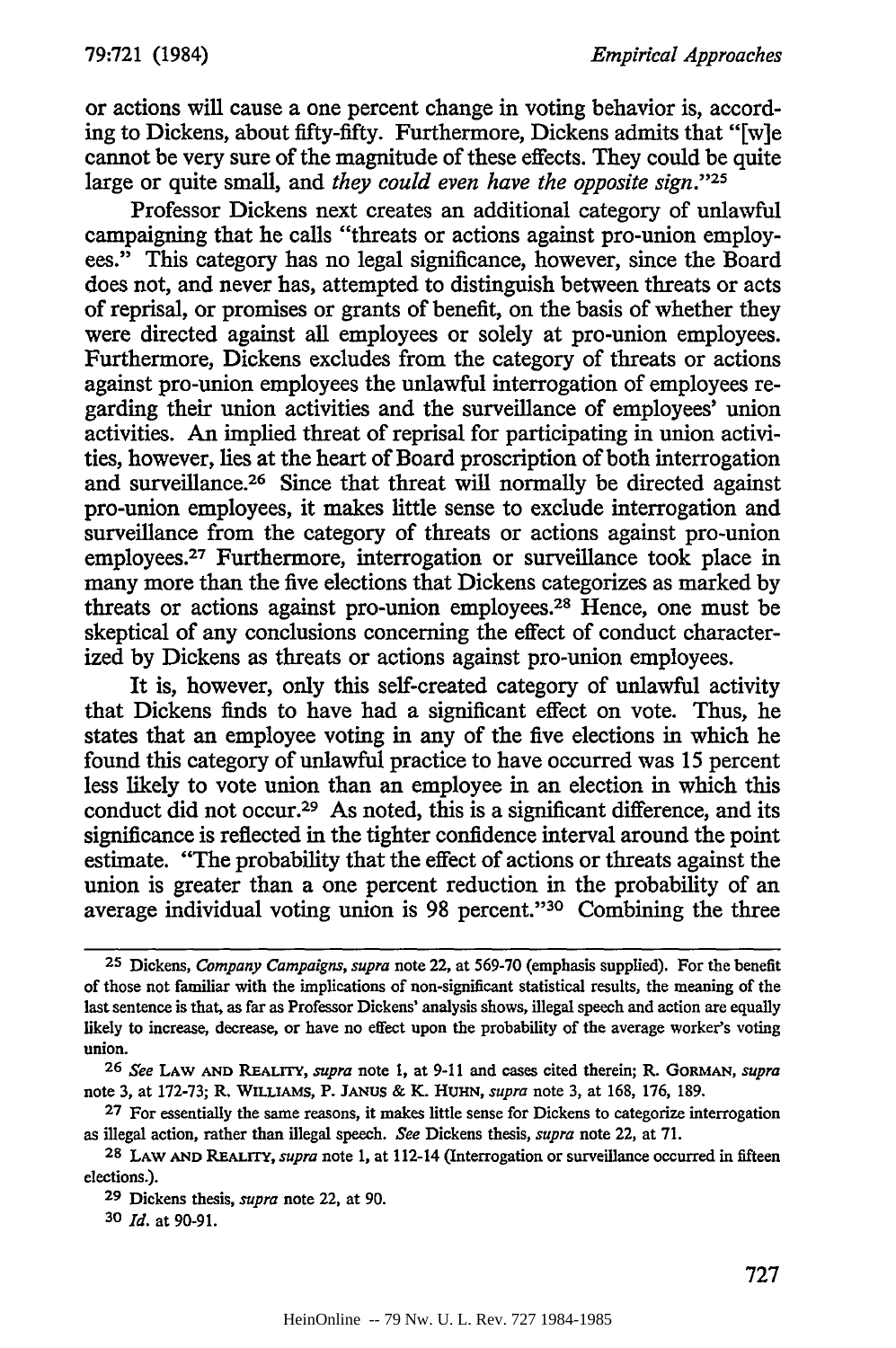or actions will cause a one percent change in voting behavior is, according to Dickens, about fifty-fifty. Furthermore, Dickens admits that "[w]e cannot be very sure of the magnitude of these effects. They could be quite large or quite small, and *they could even have the opposite sign*."[25]

Professor Dickens next creates an additional category of unlawful campaigning that he calls "threats or actions against pro-union employees." This category has no legal significance, however, since the Board does not, and never has, attempted to distinguish between threats or acts of reprisal, or promises or grants of benefit, on the basis of whether they were directed against all employees or solely at pro-union employees. Furthermore, Dickens excludes from the category of threats or actions against pro-union employees the unlawful interrogation of employees regarding their union activities and the surveillance of employees' union activities. An implied threat of reprisal for participating in union activities, however, lies at the heart of Board proscription of both interrogation and surveillance.[26] Since that threat will normally be directed against pro-union employees, it makes little sense to exclude interrogation and surveillance from the category of threats or actions against pro-union employees.[27] Furthermore, interrogation or surveillance took place in many more than the five elections that Dickens categorizes as marked by threats or actions against pro-union employees.[28] Hence, one must be skeptical of any conclusions concerning the effect of conduct characterized by Dickens as threats or actions against pro-union employees.

It is, however, only this self-created category of unlawful activity that Dickens finds to have had a significant effect on vote. Thus, he states that an employee voting in any of the five elections in which he found this category of unlawful practice to have occurred was 15 percent less likely to vote union than an employee in an election in which this conduct did not occur.[29] As noted, this is a significant difference, and its significance is reflected in the tighter confidence interval around the point estimate. "The probability that the effect of actions or threats against the union is greater than a one percent reduction in the probability of an average individual voting union is 98 percent."[30] Combining the three

---

[25] Dickens, *Company Campaigns*, *supra* note 22, at 569-70 (emphasis supplied). For the benefit of those not familiar with the implications of non-significant statistical results, the meaning of the last sentence is that, as far as Professor Dickens' analysis shows, illegal speech and action are equally likely to increase, decrease, or have no effect upon the probability of the average worker's voting union.

[26] *See* LAW AND REALITY, *supra* note 1, at 9-11 and cases cited therein; R. GORMAN, *supra* note 3, at 172-73; R. WILLIAMS, P. JANUS & K. HUHN, *supra* note 3, at 168, 176, 189.

[27] For essentially the same reasons, it makes little sense for Dickens to categorize interrogation as illegal action, rather than illegal speech. *See* Dickens thesis, *supra* note 22, at 71.

[28] LAW AND REALITY, *supra* note 1, at 112-14 (Interrogation or surveillance occurred in fifteen elections.).

[29] Dickens thesis, *supra* note 22, at 90.

[30] *Id.* at 90-91.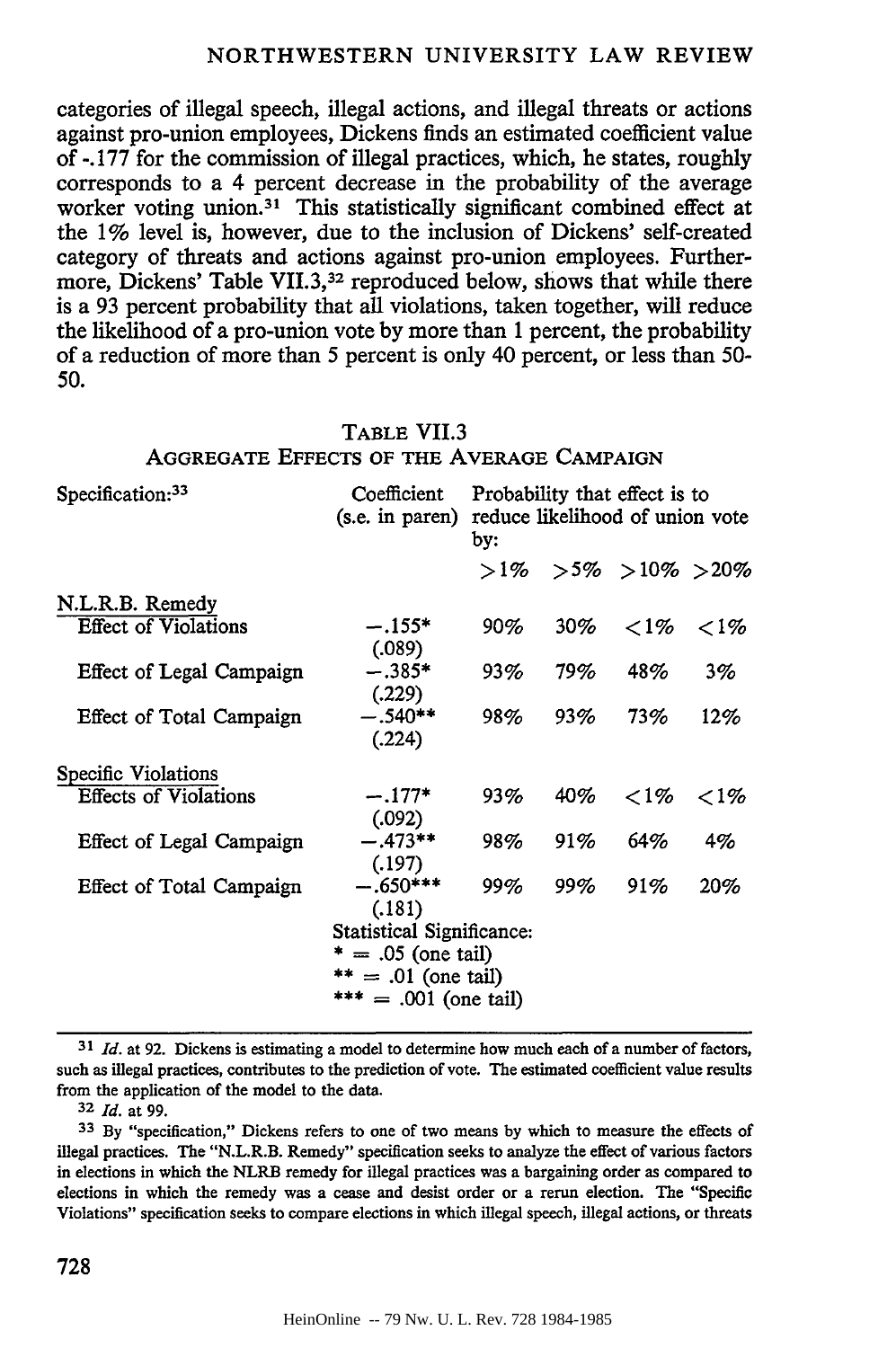categories of illegal speech, illegal actions, and illegal threats or actions against pro-union employees, Dickens finds an estimated coefficient value of -.177 for the commission of illegal practices, which, he states, roughly corresponds to a 4 percent decrease in the probability of the average worker voting union.[31] This statistically significant combined effect at the 1% level is, however, due to the inclusion of Dickens' self-created category of threats and actions against pro-union employees. Furthermore, Dickens' Table VII.3,[32] reproduced below, shows that while there is a 93 percent probability that all violations, taken together, will reduce the likelihood of a pro-union vote by more than 1 percent, the probability of a reduction of more than 5 percent is only 40 percent, or less than 50-50.

TABLE VII.3
AGGREGATE EFFECTS OF THE AVERAGE CAMPAIGN

| Specification:[33] | Coefficient (s.e. in paren) | Probability that effect is to reduce likelihood of union vote by: | | | |
|---|---|---|---|---|---|
| | | >1% | >5% | >10% | >20% |
| N.L.R.B. Remedy | | | | | |
| Effect of Violations | −.155* (.089) | 90% | 30% | <1% | <1% |
| Effect of Legal Campaign | −.385* (.229) | 93% | 79% | 48% | 3% |
| Effect of Total Campaign | −.540** (.224) | 98% | 93% | 73% | 12% |
| Specific Violations | | | | | |
| Effects of Violations | −.177* (.092) | 93% | 40% | <1% | <1% |
| Effect of Legal Campaign | −.473** (.197) | 98% | 91% | 64% | 4% |
| Effect of Total Campaign | −.650*** (.181) | 99% | 99% | 91% | 20% |

Statistical Significance:
* = .05 (one tail)
** = .01 (one tail)
*** = .001 (one tail)

---

[31] *Id.* at 92. Dickens is estimating a model to determine how much each of a number of factors, such as illegal practices, contributes to the prediction of vote. The estimated coefficient value results from the application of the model to the data.

[32] *Id.* at 99.

[33] By "specification," Dickens refers to one of two means by which to measure the effects of illegal practices. The "N.L.R.B. Remedy" specification seeks to analyze the effect of various factors in elections in which the NLRB remedy for illegal practices was a bargaining order as compared to elections in which the remedy was a cease and desist order or a rerun election. The "Specific Violations" specification seeks to compare elections in which illegal speech, illegal actions, or threats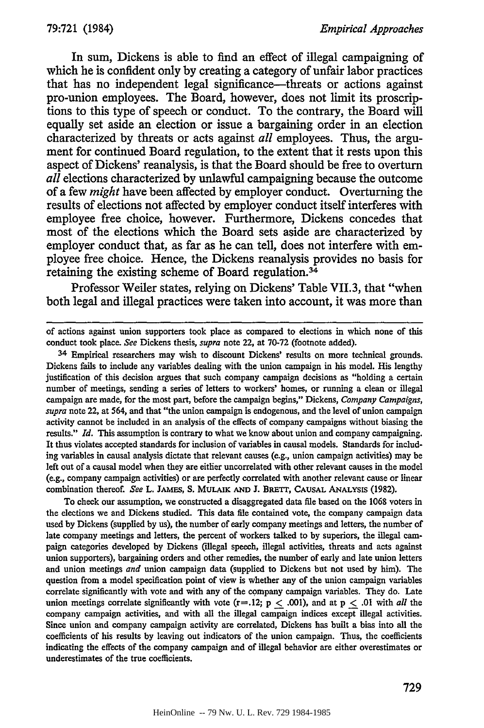In sum, Dickens is able to find an effect of illegal campaigning of which he is confident only by creating a category of unfair labor practices that has no independent legal significance—threats or actions against pro-union employees. The Board, however, does not limit its proscriptions to this type of speech or conduct. To the contrary, the Board will equally set aside an election or issue a bargaining order in an election characterized by threats or acts against *all* employees. Thus, the argument for continued Board regulation, to the extent that it rests upon this aspect of Dickens' reanalysis, is that the Board should be free to overturn *all* elections characterized by unlawful campaigning because the outcome of a few *might* have been affected by employer conduct. Overturning the results of elections not affected by employer conduct itself interferes with employee free choice, however. Furthermore, Dickens concedes that most of the elections which the Board sets aside are characterized by employer conduct that, as far as he can tell, does not interfere with employee free choice. Hence, the Dickens reanalysis provides no basis for retaining the existing scheme of Board regulation.[34]

Professor Weiler states, relying on Dickens' Table VII.3, that "when both legal and illegal practices were taken into account, it was more than

---

of actions against union supporters took place as compared to elections in which none of this conduct took place. *See* Dickens thesis, *supra* note 22, at 70-72 (footnote added).

[34] Empirical researchers may wish to discount Dickens' results on more technical grounds. Dickens fails to include any variables dealing with the union campaign in his model. His lengthy justification of this decision argues that such company campaign decisions as "holding a certain number of meetings, sending a series of letters to workers' homes, or running a clean or illegal campaign are made, for the most part, before the campaign begins," Dickens, *Company Campaigns*, *supra* note 22, at 564, and that "the union campaign is endogenous, and the level of union campaign activity cannot be included in an analysis of the effects of company campaigns without biasing the results." *Id.* This assumption is contrary to what we know about union and company campaigning. It thus violates accepted standards for inclusion of variables in causal models. Standards for including variables in causal analysis dictate that relevant causes (e.g., union campaign activities) may be left out of a causal model when they are either uncorrelated with other relevant causes in the model (e.g., company campaign activities) or are perfectly correlated with another relevant cause or linear combination thereof. *See* L. JAMES, S. MULAIK AND J. BRETT, CAUSAL ANALYSIS (1982).

To check our assumption, we constructed a disaggregated data file based on the 1068 voters in the elections we and Dickens studied. This data file contained vote, the company campaign data used by Dickens (supplied by us), the number of early company meetings and letters, the number of late company meetings and letters, the percent of workers talked to by superiors, the illegal campaign categories developed by Dickens (illegal speech, illegal activities, threats and acts against union supporters), bargaining orders and other remedies, the number of early and late union letters and union meetings *and* union campaign data (supplied to Dickens but not used by him). The question from a model specification point of view is whether any of the union campaign variables correlate significantly with vote and with any of the company campaign variables. They do. Late union meetings correlate significantly with vote ($r = .12$; $p \leq .001$), and at $p \leq .01$ with *all* the company campaign activities, and with all the illegal campaign indices except illegal activities. Since union and company campaign activity are correlated, Dickens has built a bias into all the coefficients of his results by leaving out indicators of the union campaign. Thus, the coefficients indicating the effects of the company campaign and of illegal behavior are either overestimates or underestimates of the true coefficients.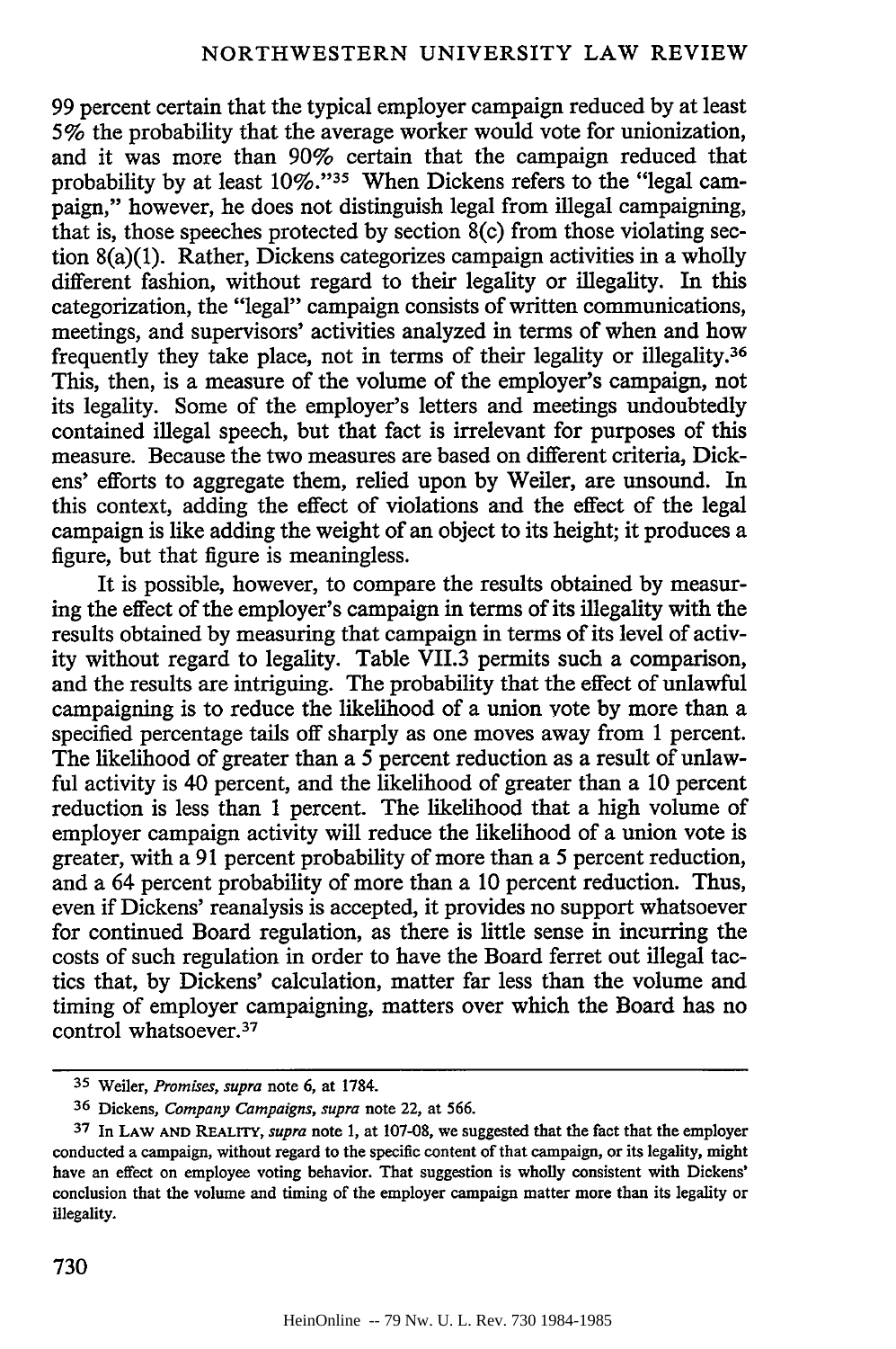99 percent certain that the typical employer campaign reduced by at least 5% the probability that the average worker would vote for unionization, and it was more than 90% certain that the campaign reduced that probability by at least 10%."[35] When Dickens refers to the "legal campaign," however, he does not distinguish legal from illegal campaigning, that is, those speeches protected by section 8(c) from those violating section 8(a)(1). Rather, Dickens categorizes campaign activities in a wholly different fashion, without regard to their legality or illegality. In this categorization, the "legal" campaign consists of written communications, meetings, and supervisors' activities analyzed in terms of when and how frequently they take place, not in terms of their legality or illegality.[36] This, then, is a measure of the volume of the employer's campaign, not its legality. Some of the employer's letters and meetings undoubtedly contained illegal speech, but that fact is irrelevant for purposes of this measure. Because the two measures are based on different criteria, Dickens' efforts to aggregate them, relied upon by Weiler, are unsound. In this context, adding the effect of violations and the effect of the legal campaign is like adding the weight of an object to its height; it produces a figure, but that figure is meaningless.

It is possible, however, to compare the results obtained by measuring the effect of the employer's campaign in terms of its illegality with the results obtained by measuring that campaign in terms of its level of activity without regard to legality. Table VII.3 permits such a comparison, and the results are intriguing. The probability that the effect of unlawful campaigning is to reduce the likelihood of a union vote by more than a specified percentage tails off sharply as one moves away from 1 percent. The likelihood of greater than a 5 percent reduction as a result of unlawful activity is 40 percent, and the likelihood of greater than a 10 percent reduction is less than 1 percent. The likelihood that a high volume of employer campaign activity will reduce the likelihood of a union vote is greater, with a 91 percent probability of more than a 5 percent reduction, and a 64 percent probability of more than a 10 percent reduction. Thus, even if Dickens' reanalysis is accepted, it provides no support whatsoever for continued Board regulation, as there is little sense in incurring the costs of such regulation in order to have the Board ferret out illegal tactics that, by Dickens' calculation, matter far less than the volume and timing of employer campaigning, matters over which the Board has no control whatsoever.[37]

---

[35] Weiler, *Promises*, *supra* note 6, at 1784.

[36] Dickens, *Company Campaigns*, *supra* note 22, at 566.

[37] In LAW AND REALITY, *supra* note 1, at 107-08, we suggested that the fact that the employer conducted a campaign, without regard to the specific content of that campaign, or its legality, might have an effect on employee voting behavior. That suggestion is wholly consistent with Dickens' conclusion that the volume and timing of the employer campaign matter more than its legality or illegality.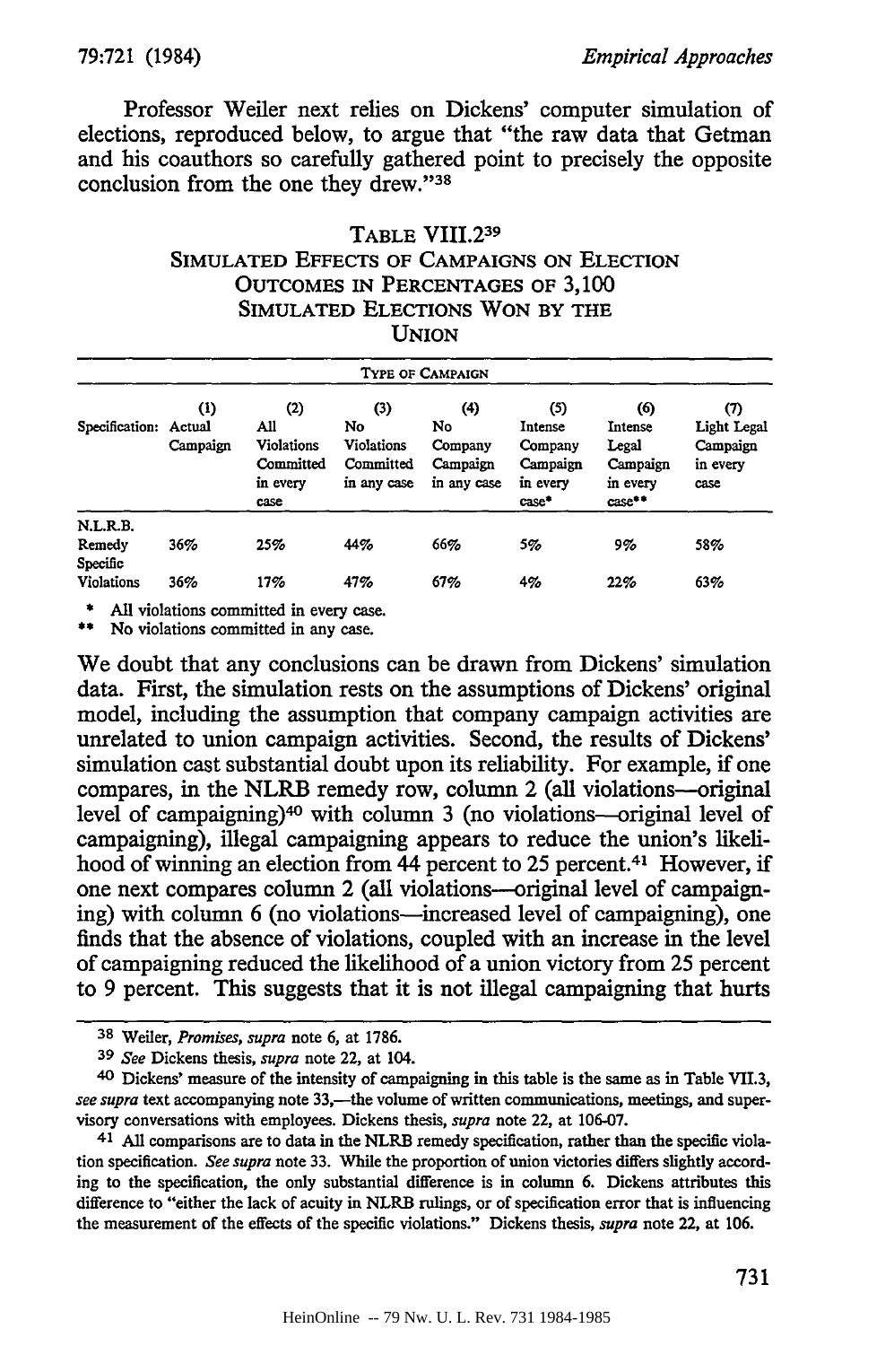Professor Weiler next relies on Dickens' computer simulation of elections, reproduced below, to argue that "the raw data that Getman and his coauthors so carefully gathered point to precisely the opposite conclusion from the one they drew."[38]

TABLE VIII.2[39]
SIMULATED EFFECTS OF CAMPAIGNS ON ELECTION OUTCOMES IN PERCENTAGES OF 3,100 SIMULATED ELECTIONS WON BY THE UNION

| | TYPE OF CAMPAIGN | | | | | | |
|---|---|---|---|---|---|---|---|
| Specification: | (1) Actual Campaign | (2) All Violations Committed in every case | (3) No Violations Committed in any case | (4) No Company Campaign in any case | (5) Intense Company Campaign in every case* | (6) Intense Legal Campaign in every case** | (7) Light Legal Campaign in every case |
| N.L.R.B. Remedy | 36% | 25% | 44% | 66% | 5% | 9% | 58% |
| Specific Violations | 36% | 17% | 47% | 67% | 4% | 22% | 63% |

\* All violations committed in every case.
\*\* No violations committed in any case.

We doubt that any conclusions can be drawn from Dickens' simulation data. First, the simulation rests on the assumptions of Dickens' original model, including the assumption that company campaign activities are unrelated to union campaign activities. Second, the results of Dickens' simulation cast substantial doubt upon its reliability. For example, if one compares, in the NLRB remedy row, column 2 (all violations—original level of campaigning)[40] with column 3 (no violations—original level of campaigning), illegal campaigning appears to reduce the union's likelihood of winning an election from 44 percent to 25 percent.[41] However, if one next compares column 2 (all violations—original level of campaigning) with column 6 (no violations—increased level of campaigning), one finds that the absence of violations, coupled with an increase in the level of campaigning reduced the likelihood of a union victory from 25 percent to 9 percent. This suggests that it is not illegal campaigning that hurts

---

[38] Weiler, *Promises*, *supra* note 6, at 1786.

[39] *See* Dickens thesis, *supra* note 22, at 104.

[40] Dickens' measure of the intensity of campaigning in this table is the same as in Table VII.3, *see supra* text accompanying note 33,—the volume of written communications, meetings, and supervisory conversations with employees. Dickens thesis, *supra* note 22, at 106-07.

[41] All comparisons are to data in the NLRB remedy specification, rather than the specific violation specification. *See supra* note 33. While the proportion of union victories differs slightly according to the specification, the only substantial difference is in column 6. Dickens attributes this difference to "either the lack of acuity in NLRB rulings, or of specification error that is influencing the measurement of the effects of the specific violations." Dickens thesis, *supra* note 22, at 106.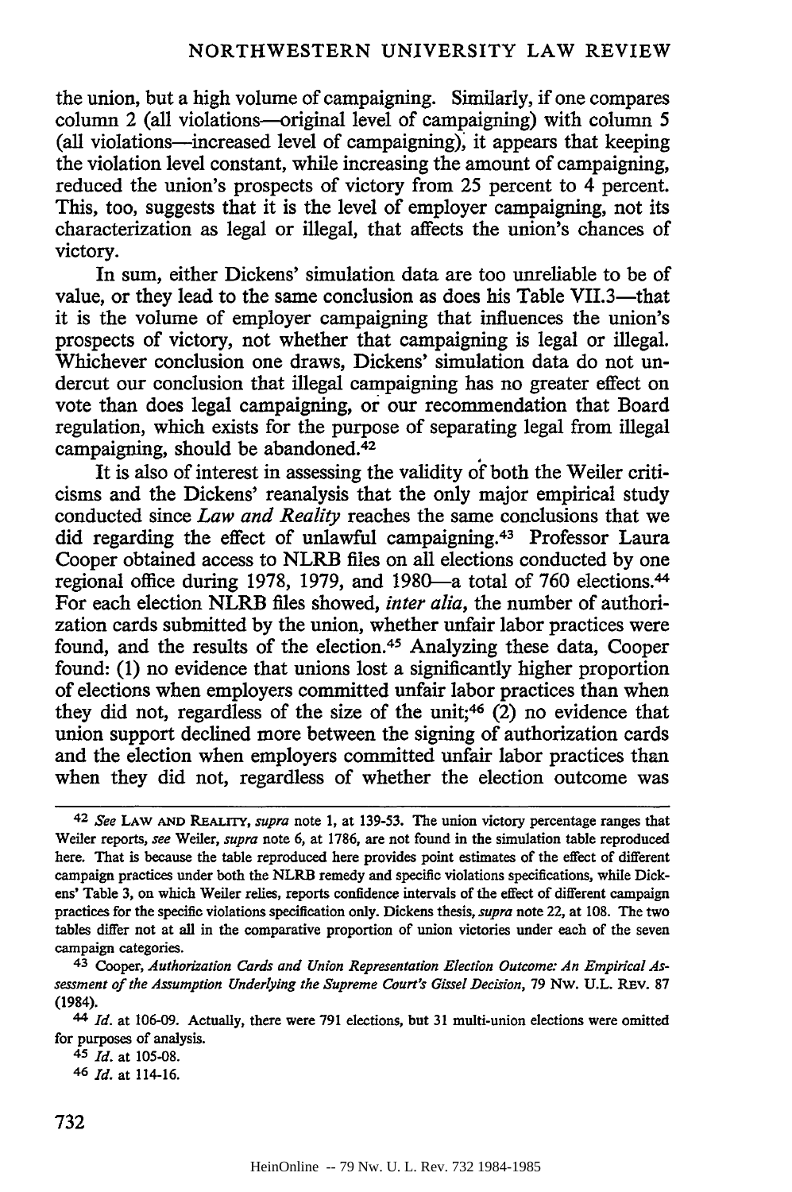the union, but a high volume of campaigning. Similarly, if one compares column 2 (all violations—original level of campaigning) with column 5 (all violations—increased level of campaigning), it appears that keeping the violation level constant, while increasing the amount of campaigning, reduced the union's prospects of victory from 25 percent to 4 percent. This, too, suggests that it is the level of employer campaigning, not its characterization as legal or illegal, that affects the union's chances of victory.

In sum, either Dickens' simulation data are too unreliable to be of value, or they lead to the same conclusion as does his Table VII.3—that it is the volume of employer campaigning that influences the union's prospects of victory, not whether that campaigning is legal or illegal. Whichever conclusion one draws, Dickens' simulation data do not undercut our conclusion that illegal campaigning has no greater effect on vote than does legal campaigning, or our recommendation that Board regulation, which exists for the purpose of separating legal from illegal campaigning, should be abandoned.[42]

It is also of interest in assessing the validity of both the Weiler criticisms and the Dickens' reanalysis that the only major empirical study conducted since *Law and Reality* reaches the same conclusions that we did regarding the effect of unlawful campaigning.[43] Professor Laura Cooper obtained access to NLRB files on all elections conducted by one regional office during 1978, 1979, and 1980—a total of 760 elections.[44] For each election NLRB files showed, *inter alia*, the number of authorization cards submitted by the union, whether unfair labor practices were found, and the results of the election.[45] Analyzing these data, Cooper found: (1) no evidence that unions lost a significantly higher proportion of elections when employers committed unfair labor practices than when they did not, regardless of the size of the unit;[46] (2) no evidence that union support declined more between the signing of authorization cards and the election when employers committed unfair labor practices than when they did not, regardless of whether the election outcome was

---

42 *See* LAW AND REALITY, *supra* note 1, at 139-53. The union victory percentage ranges that Weiler reports, *see* Weiler, *supra* note 6, at 1786, are not found in the simulation table reproduced here. That is because the table reproduced here provides point estimates of the effect of different campaign practices under both the NLRB remedy and specific violations specifications, while Dickens' Table 3, on which Weiler relies, reports confidence intervals of the effect of different campaign practices for the specific violations specification only. Dickens thesis, *supra* note 22, at 108. The two tables differ not at all in the comparative proportion of union victories under each of the seven campaign categories.

43 Cooper, *Authorization Cards and Union Representation Election Outcome: An Empirical Assessment of the Assumption Underlying the Supreme Court's Gissel Decision*, 79 NW. U.L. REV. 87 (1984).

44 *Id.* at 106-09. Actually, there were 791 elections, but 31 multi-union elections were omitted for purposes of analysis.

45 *Id.* at 105-08.

46 *Id.* at 114-16.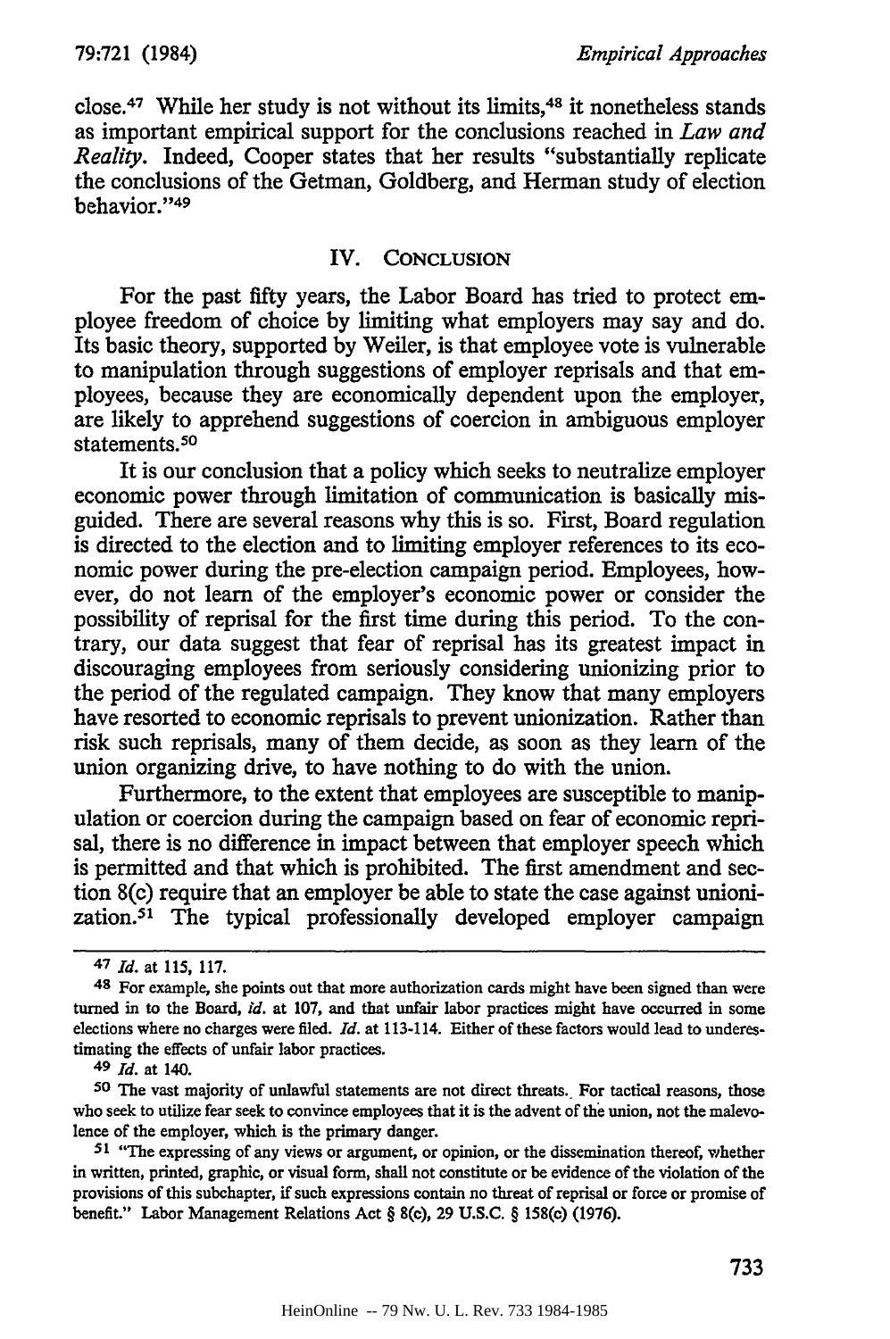close.[47] While her study is not without its limits,[48] it nonetheless stands as important empirical support for the conclusions reached in *Law and Reality*. Indeed, Cooper states that her results "substantially replicate the conclusions of the Getman, Goldberg, and Herman study of election behavior."[49]

## IV. CONCLUSION

For the past fifty years, the Labor Board has tried to protect employee freedom of choice by limiting what employers may say and do. Its basic theory, supported by Weiler, is that employee vote is vulnerable to manipulation through suggestions of employer reprisals and that employees, because they are economically dependent upon the employer, are likely to apprehend suggestions of coercion in ambiguous employer statements.[50]

It is our conclusion that a policy which seeks to neutralize employer economic power through limitation of communication is basically misguided. There are several reasons why this is so. First, Board regulation is directed to the election and to limiting employer references to its economic power during the pre-election campaign period. Employees, however, do not learn of the employer's economic power or consider the possibility of reprisal for the first time during this period. To the contrary, our data suggest that fear of reprisal has its greatest impact in discouraging employees from seriously considering unionizing prior to the period of the regulated campaign. They know that many employers have resorted to economic reprisals to prevent unionization. Rather than risk such reprisals, many of them decide, as soon as they learn of the union organizing drive, to have nothing to do with the union.

Furthermore, to the extent that employees are susceptible to manipulation or coercion during the campaign based on fear of economic reprisal, there is no difference in impact between that employer speech which is permitted and that which is prohibited. The first amendment and section 8(c) require that an employer be able to state the case against unionization.[51] The typical professionally developed employer campaign

---

[47] *Id.* at 115, 117.

[48] For example, she points out that more authorization cards might have been signed than were turned in to the Board, *id.* at 107, and that unfair labor practices might have occurred in some elections where no charges were filed. *Id.* at 113-114. Either of these factors would lead to underestimating the effects of unfair labor practices.

[49] *Id.* at 140.

[50] The vast majority of unlawful statements are not direct threats. For tactical reasons, those who seek to utilize fear seek to convince employees that it is the advent of the union, not the malevolence of the employer, which is the primary danger.

[51] "The expressing of any views or argument, or opinion, or the dissemination thereof, whether in written, printed, graphic, or visual form, shall not constitute or be evidence of the violation of the provisions of this subchapter, if such expressions contain no threat of reprisal or force or promise of benefit." Labor Management Relations Act § 8(c), 29 U.S.C. § 158(c) (1976).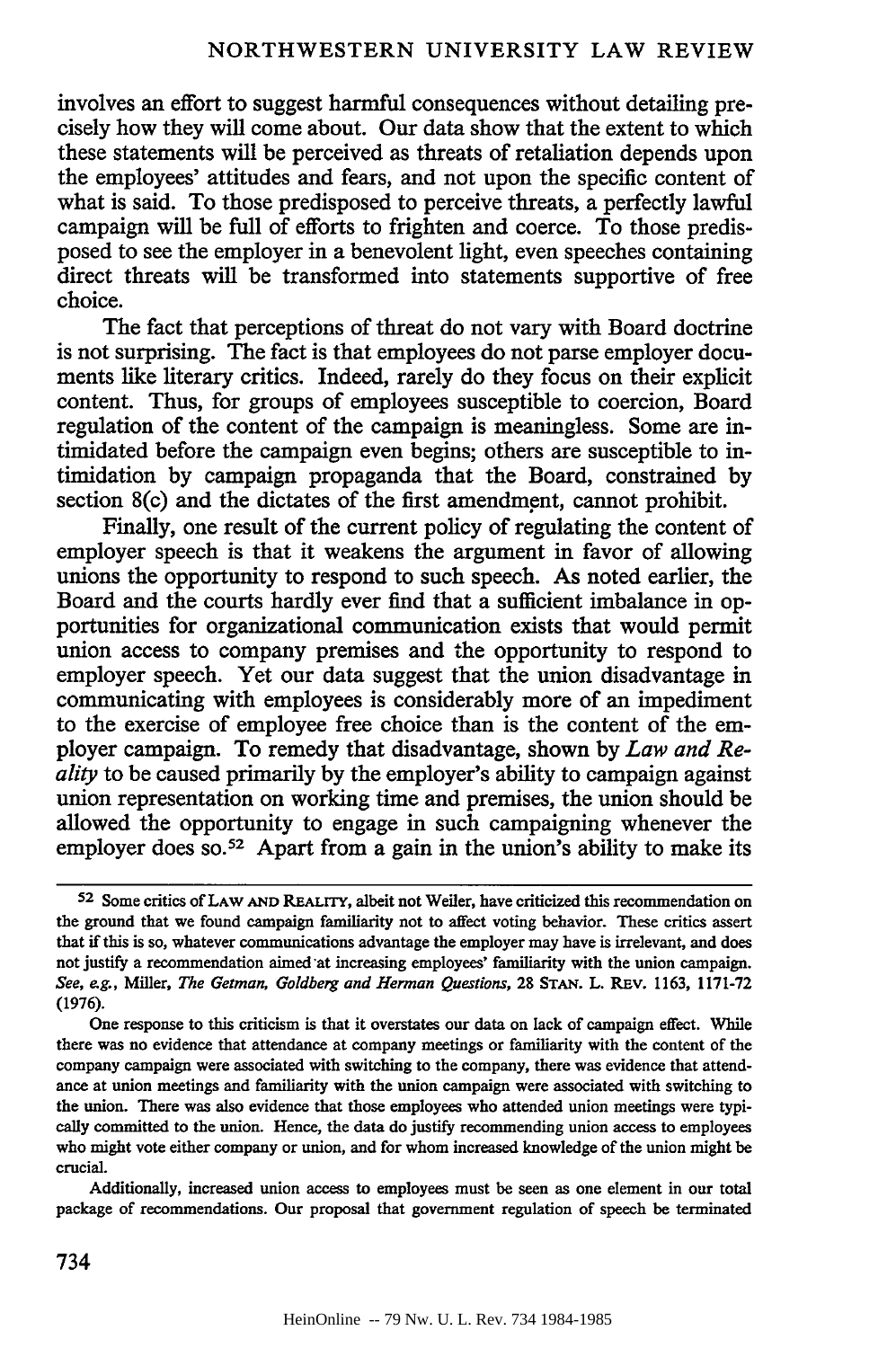involves an effort to suggest harmful consequences without detailing precisely how they will come about. Our data show that the extent to which these statements will be perceived as threats of retaliation depends upon the employees' attitudes and fears, and not upon the specific content of what is said. To those predisposed to perceive threats, a perfectly lawful campaign will be full of efforts to frighten and coerce. To those predisposed to see the employer in a benevolent light, even speeches containing direct threats will be transformed into statements supportive of free choice.

The fact that perceptions of threat do not vary with Board doctrine is not surprising. The fact is that employees do not parse employer documents like literary critics. Indeed, rarely do they focus on their explicit content. Thus, for groups of employees susceptible to coercion, Board regulation of the content of the campaign is meaningless. Some are intimidated before the campaign even begins; others are susceptible to intimidation by campaign propaganda that the Board, constrained by section 8(c) and the dictates of the first amendment, cannot prohibit.

Finally, one result of the current policy of regulating the content of employer speech is that it weakens the argument in favor of allowing unions the opportunity to respond to such speech. As noted earlier, the Board and the courts hardly ever find that a sufficient imbalance in opportunities for organizational communication exists that would permit union access to company premises and the opportunity to respond to employer speech. Yet our data suggest that the union disadvantage in communicating with employees is considerably more of an impediment to the exercise of employee free choice than is the content of the employer campaign. To remedy that disadvantage, shown by *Law and Reality* to be caused primarily by the employer's ability to campaign against union representation on working time and premises, the union should be allowed the opportunity to engage in such campaigning whenever the employer does so.[52] Apart from a gain in the union's ability to make its

---

[52] Some critics of LAW AND REALITY, albeit not Weiler, have criticized this recommendation on the ground that we found campaign familiarity not to affect voting behavior. These critics assert that if this is so, whatever communications advantage the employer may have is irrelevant, and does not justify a recommendation aimed at increasing employees' familiarity with the union campaign. *See, e.g.*, Miller, *The Getman, Goldberg and Herman Questions*, 28 STAN. L. REV. 1163, 1171-72 (1976).

One response to this criticism is that it overstates our data on lack of campaign effect. While there was no evidence that attendance at company meetings or familiarity with the content of the company campaign were associated with switching to the company, there was evidence that attendance at union meetings and familiarity with the union campaign were associated with switching to the union. There was also evidence that those employees who attended union meetings were typically committed to the union. Hence, the data do justify recommending union access to employees who might vote either company or union, and for whom increased knowledge of the union might be crucial.

Additionally, increased union access to employees must be seen as one element in our total package of recommendations. Our proposal that government regulation of speech be terminated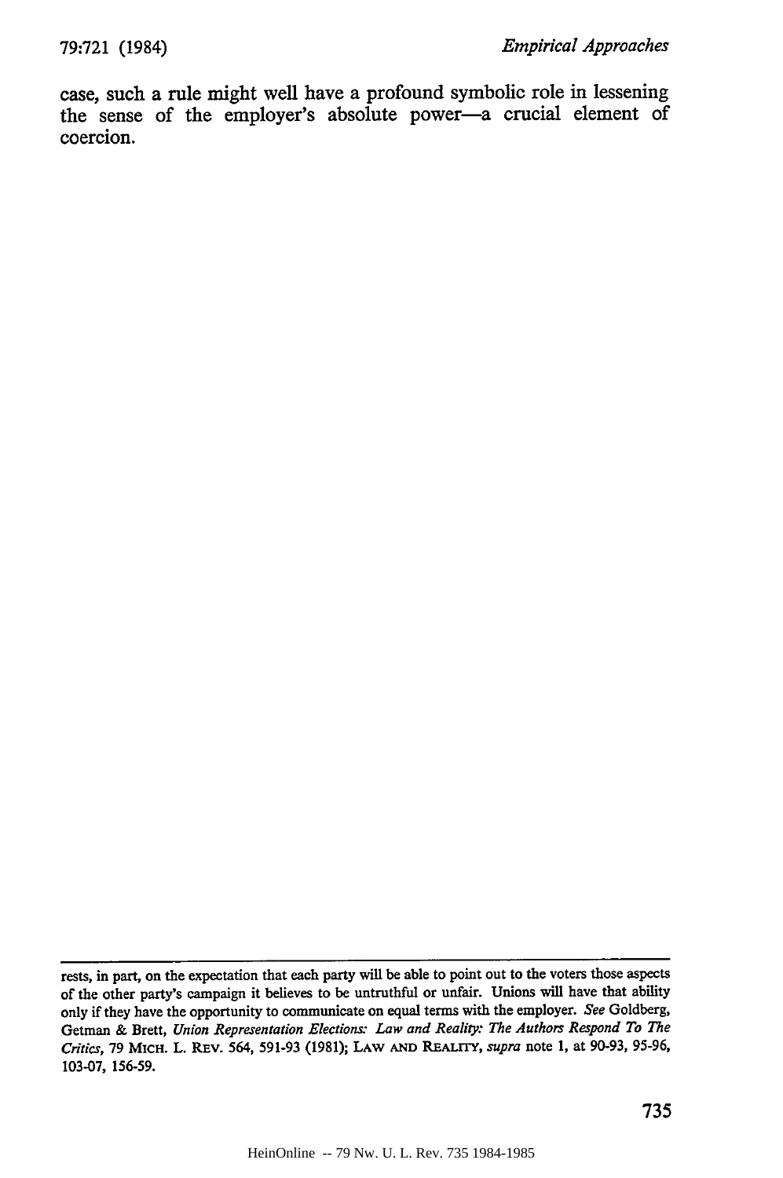case, such a rule might well have a profound symbolic role in lessening the sense of the employer's absolute power—a crucial element of coercion.

---

rests, in part, on the expectation that each party will be able to point out to the voters those aspects of the other party's campaign it believes to be untruthful or unfair. Unions will have that ability only if they have the opportunity to communicate on equal terms with the employer. *See* Goldberg, Getman & Brett, *Union Representation Elections: Law and Reality: The Authors Respond To The Critics*, 79 MICH. L. REV. 564, 591-93 (1981); LAW AND REALITY, *supra* note 1, at 90-93, 95-96, 103-07, 156-59.